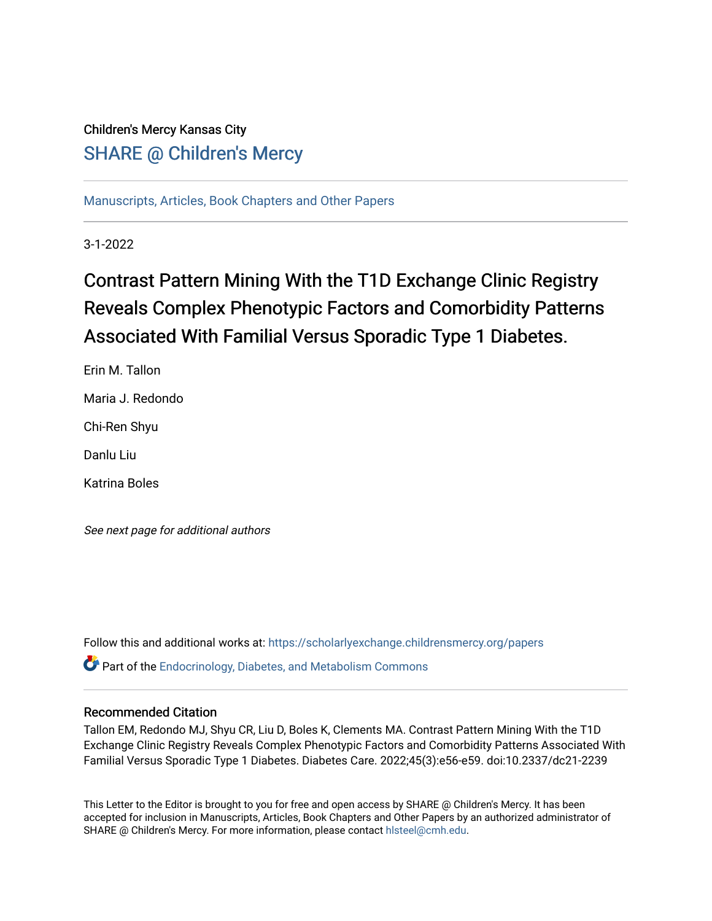Children's Mercy Kansas City

## SHARE @ Children's Mercy

Manuscripts, Articles, Book Chapters and Other Papers

3-1-2022

# Contrast Pattern Mining With the T1D Exchange Clinic Registry Reveals Complex Phenotypic Factors and Comorbidity Patterns Associated With Familial Versus Sporadic Type 1 Diabetes.

Erin M. Tallon

Maria J. Redondo

Chi-Ren Shyu

Danlu Liu

Katrina Boles

*See next page for additional authors*

Follow this and additional works at: https://scholarlyexchange.childrensmercy.org/papers

Part of the Endocrinology, Diabetes, and Metabolism Commons

### Recommended Citation

Tallon EM, Redondo MJ, Shyu CR, Liu D, Boles K, Clements MA. Contrast Pattern Mining With the T1D Exchange Clinic Registry Reveals Complex Phenotypic Factors and Comorbidity Patterns Associated With Familial Versus Sporadic Type 1 Diabetes. Diabetes Care. 2022;45(3):e56-e59. doi:10.2337/dc21-2239

This Letter to the Editor is brought to you for free and open access by SHARE @ Children's Mercy. It has been accepted for inclusion in Manuscripts, Articles, Book Chapters and Other Papers by an authorized administrator of SHARE @ Children's Mercy. For more information, please contact hlsteel@cmh.edu.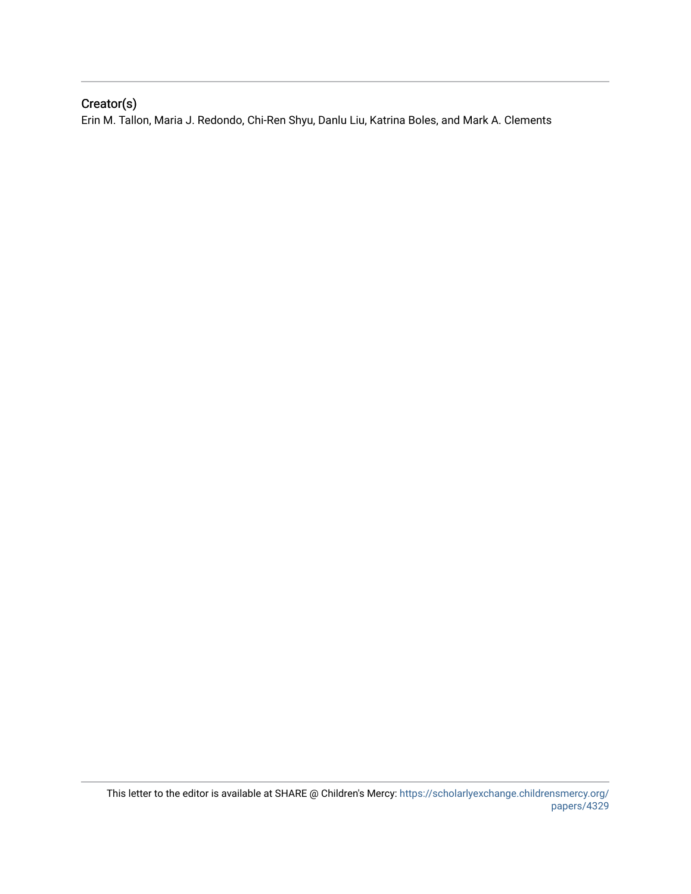## Creator(s)

Erin M. Tallon, Maria J. Redondo, Chi-Ren Shyu, Danlu Liu, Katrina Boles, and Mark A. Clements

This letter to the editor is available at SHARE @ Children's Mercy: https://scholarlyexchange.childrensmercy.org/papers/4329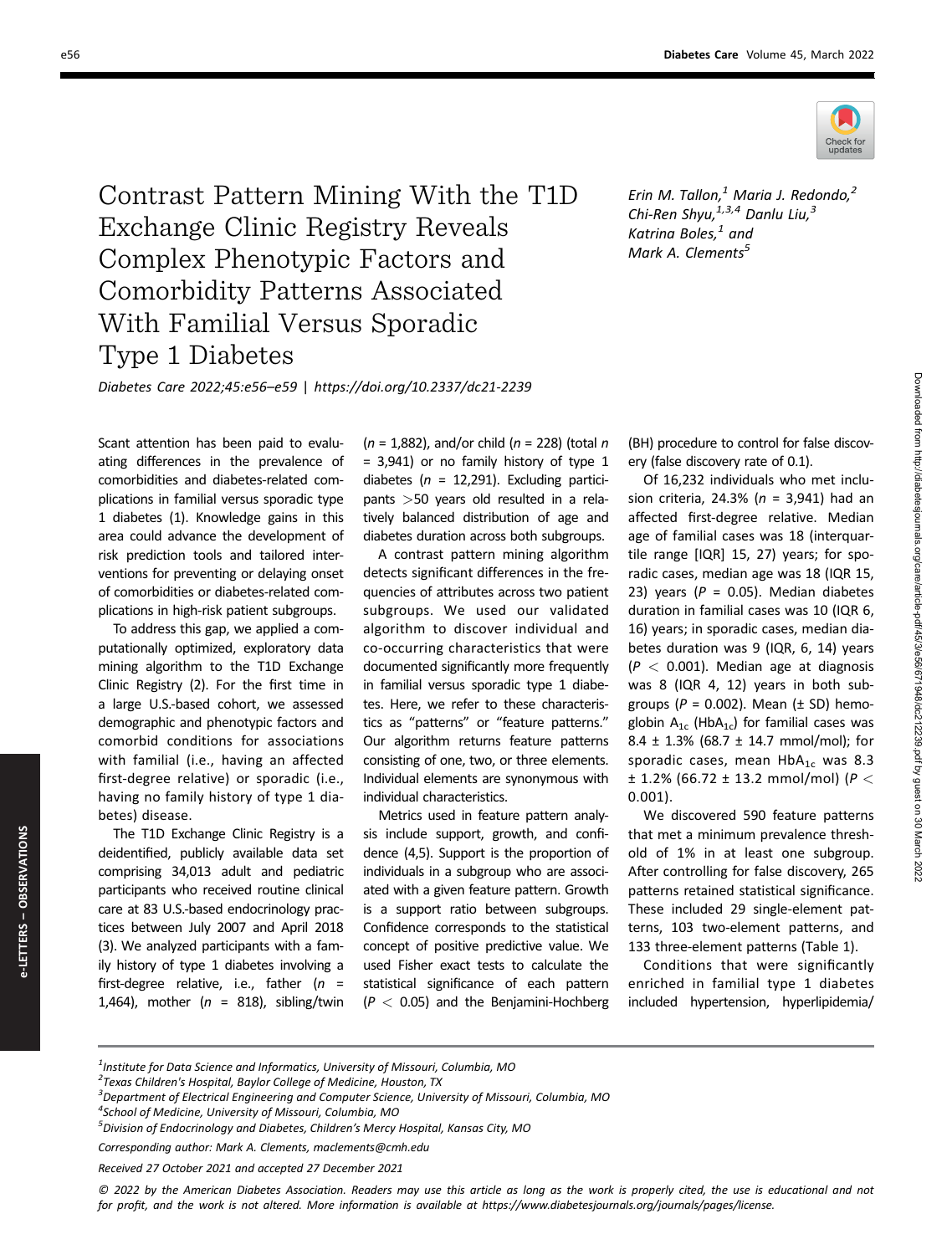# Contrast Pattern Mining With the T1D Exchange Clinic Registry Reveals Complex Phenotypic Factors and Comorbidity Patterns Associated With Familial Versus Sporadic Type 1 Diabetes

*Diabetes Care 2022;45:e56–e59 | https://doi.org/10.2337/dc21-2239*

*Erin M. Tallon,[1] Maria J. Redondo,[2] Chi-Ren Shyu,[1,3,4] Danlu Liu,[3] Katrina Boles,[1] and Mark A. Clements[5]*

Scant attention has been paid to evaluating differences in the prevalence of comorbidities and diabetes-related complications in familial versus sporadic type 1 diabetes (1). Knowledge gains in this area could advance the development of risk prediction tools and tailored interventions for preventing or delaying onset of comorbidities or diabetes-related complications in high-risk patient subgroups.

To address this gap, we applied a computationally optimized, exploratory data mining algorithm to the T1D Exchange Clinic Registry (2). For the first time in a large U.S.-based cohort, we assessed demographic and phenotypic factors and comorbid conditions for associations with familial (i.e., having an affected first-degree relative) or sporadic (i.e., having no family history of type 1 diabetes) disease.

The T1D Exchange Clinic Registry is a deidentified, publicly available data set comprising 34,013 adult and pediatric participants who received routine clinical care at 83 U.S.-based endocrinology practices between July 2007 and April 2018 (3). We analyzed participants with a family history of type 1 diabetes involving a first-degree relative, i.e., father ($n$ = 1,464), mother ($n$ = 818), sibling/twin ($n$ = 1,882), and/or child ($n$ = 228) (total $n$ = 3,941) or no family history of type 1 diabetes ($n$ = 12,291). Excluding participants >50 years old resulted in a relatively balanced distribution of age and diabetes duration across both subgroups.

A contrast pattern mining algorithm detects significant differences in the frequencies of attributes across two patient subgroups. We used our validated algorithm to discover individual and co-occurring characteristics that were documented significantly more frequently in familial versus sporadic type 1 diabetes. Here, we refer to these characteristics as "patterns" or "feature patterns." Our algorithm returns feature patterns consisting of one, two, or three elements. Individual elements are synonymous with individual characteristics.

Metrics used in feature pattern analysis include support, growth, and confidence (4,5). Support is the proportion of individuals in a subgroup who are associated with a given feature pattern. Growth is a support ratio between subgroups. Confidence corresponds to the statistical concept of positive predictive value. We used Fisher exact tests to calculate the statistical significance of each pattern ($P$ < 0.05) and the Benjamini-Hochberg (BH) procedure to control for false discovery (false discovery rate of 0.1).

Of 16,232 individuals who met inclusion criteria, 24.3% ($n$ = 3,941) had an affected first-degree relative. Median age of familial cases was 18 (interquartile range [IQR] 15, 27) years; for sporadic cases, median age was 18 (IQR 15, 23) years ($P$ = 0.05). Median diabetes duration in familial cases was 10 (IQR 6, 16) years; in sporadic cases, median diabetes duration was 9 (IQR, 6, 14) years ($P$ < 0.001). Median age at diagnosis was 8 (IQR 4, 12) years in both subgroups ($P$ = 0.002). Mean (± SD) hemoglobin $A_{1c}$ ($HbA_{1c}$) for familial cases was 8.4 ± 1.3% (68.7 ± 14.7 mmol/mol); for sporadic cases, mean $HbA_{1c}$ was 8.3 ± 1.2% (66.72 ± 13.2 mmol/mol) ($P$ < 0.001).

We discovered 590 feature patterns that met a minimum prevalence threshold of 1% in at least one subgroup. After controlling for false discovery, 265 patterns retained statistical significance. These included 29 single-element patterns, 103 two-element patterns, and 133 three-element patterns (Table 1).

Conditions that were significantly enriched in familial type 1 diabetes included hypertension, hyperlipidemia/

[1]Institute for Data Science and Informatics, University of Missouri, Columbia, MO
[2]Texas Children's Hospital, Baylor College of Medicine, Houston, TX
[3]Department of Electrical Engineering and Computer Science, University of Missouri, Columbia, MO
[4]School of Medicine, University of Missouri, Columbia, MO
[5]Division of Endocrinology and Diabetes, Children's Mercy Hospital, Kansas City, MO

Corresponding author: Mark A. Clements, maclements@cmh.edu

Received 27 October 2021 and accepted 27 December 2021

© 2022 by the American Diabetes Association. Readers may use this article as long as the work is properly cited, the use is educational and not for profit, and the work is not altered. More information is available at https://www.diabetesjournals.org/journals/pages/license.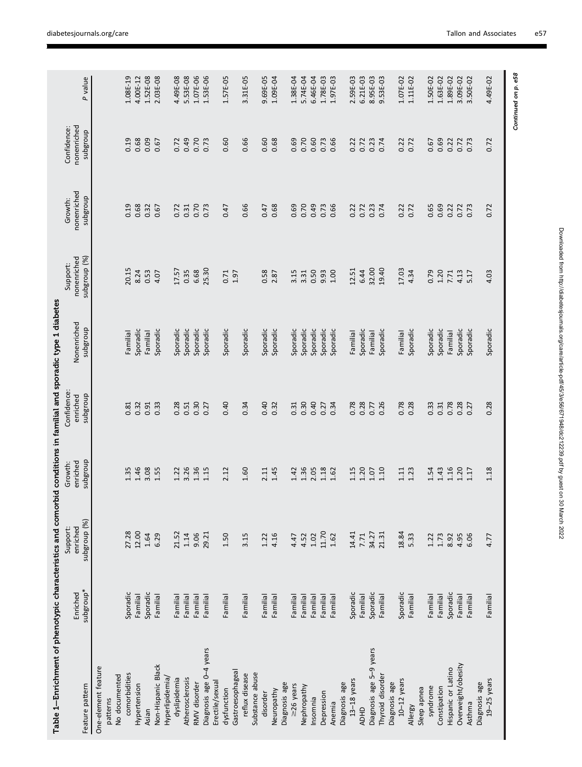Table 1—Enrichment of phenotypic characteristics and comorbid conditions in familial and sporadic type 1 diabetes

| Feature pattern | Enriched subgroup* | Support: enriched subgroup (%) | Growth: enriched subgroup | Confidence: enriched subgroup | Nonenriched subgroup | Support: nonenriched subgroup (%) | Growth: nonenriched subgroup | Confidence: nonenriched subgroup | P value |
|---|---|---|---|---|---|---|---|---|---|
| One-element feature patterns | | | | | | | | | |
| No documented comorbidities | Sporadic | 27.28 | 1.35 | 0.81 | Familial | 20.15 | 0.19 | 0.19 | 1.08E-19 |
| Hypertension | Familial | 12.00 | 1.46 | 0.32 | Sporadic | 8.24 | 0.68 | 0.68 | 4.00E-12 |
| Asian | Sporadic | 1.64 | 3.08 | 0.91 | Familial | 0.53 | 0.32 | 0.09 | 1.52E-08 |
| Non-Hispanic Black | Familial | 6.29 | 1.55 | 0.33 | Sporadic | 4.07 | 0.67 | 0.67 | 2.03E-08 |
| Hyperlipidemia/dyslipidemia | Familial | 21.52 | 1.22 | 0.28 | Sporadic | 17.57 | 0.72 | 0.72 | 4.49E-08 |
| Atherosclerosis | Familial | 1.14 | 3.26 | 0.51 | Sporadic | 0.35 | 0.31 | 0.49 | 5.53E-08 |
| RMV disorder | Familial | 9.06 | 1.36 | 0.30 | Sporadic | 6.68 | 0.70 | 0.70 | 1.07E-06 |
| Diagnosis age 0–4 years | Familial | 29.21 | 1.15 | 0.27 | Sporadic | 25.30 | 0.73 | 0.73 | 1.53E-06 |
| Erectile/sexual dysfunction | Familial | 1.50 | 2.12 | 0.40 | Sporadic | 0.71 | 0.47 | 0.60 | 1.57E-05 |
| Gastroesophageal reflux disease | Familial | 3.15 | 1.60 | 0.34 | Sporadic | 1.97 | 0.66 | 0.66 | 3.31E-05 |
| Substance abuse disorder | Familial | 1.22 | 2.11 | 0.40 | Sporadic | 0.58 | 0.47 | 0.60 | 9.69E-05 |
| Neuropathy | Familial | 4.16 | 1.45 | 0.32 | Sporadic | 2.87 | 0.68 | 0.68 | 1.09E-04 |
| Diagnosis age ≥26 years | Familial | 4.47 | 1.42 | 0.31 | Sporadic | 3.15 | 0.69 | 0.69 | 1.38E-04 |
| Nephropathy | Familial | 4.52 | 1.36 | 0.30 | Sporadic | 3.31 | 0.70 | 0.70 | 5.74E-04 |
| Insomnia | Familial | 1.02 | 2.05 | 0.40 | Sporadic | 0.50 | 0.49 | 0.60 | 6.46E-04 |
| Depression | Familial | 11.70 | 1.18 | 0.27 | Sporadic | 9.93 | 0.73 | 0.73 | 1.78E-03 |
| Anemia | Familial | 1.62 | 1.62 | 0.34 | Sporadic | 1.00 | 0.66 | 0.66 | 1.97E-03 |
| Diagnosis age 13–18 years | Sporadic | 14.41 | 1.15 | 0.78 | Familial | 12.51 | 0.22 | 0.22 | 2.59E-03 |
| ADHD | Familial | 7.71 | 1.20 | 0.28 | Sporadic | 6.44 | 0.72 | 0.72 | 6.21E-03 |
| Diagnosis age 5–9 years | Sporadic | 34.27 | 1.07 | 0.77 | Familial | 32.00 | 0.23 | 0.23 | 8.95E-03 |
| Thyroid disorder | Familial | 21.31 | 1.10 | 0.26 | Sporadic | 19.40 | 0.74 | 0.74 | 9.53E-03 |
| Diagnosis age 10–12 years | Sporadic | 18.84 | 1.11 | 0.78 | Familial | 17.03 | 0.22 | 0.22 | 1.07E-02 |
| Allergy | Familial | 5.33 | 1.23 | 0.28 | Sporadic | 4.34 | 0.72 | 0.72 | 1.11E-02 |
| Sleep apnea syndrome | Familial | 1.22 | 1.54 | 0.33 | Sporadic | 0.79 | 0.65 | 0.67 | 1.50E-02 |
| Constipation | Familial | 1.73 | 1.43 | 0.31 | Sporadic | 1.20 | 0.69 | 0.69 | 1.63E-02 |
| Hispanic or Latino | Sporadic | 8.92 | 1.16 | 0.78 | Familial | 7.71 | 0.22 | 0.22 | 1.89E-02 |
| Overweight/obesity | Familial | 4.95 | 1.20 | 0.28 | Sporadic | 4.13 | 0.72 | 0.72 | 3.09E-02 |
| Asthma | Familial | 6.06 | 1.17 | 0.27 | Sporadic | 5.17 | 0.73 | 0.73 | 3.50E-02 |
| Diagnosis age 19–25 years | Familial | 4.77 | 1.18 | 0.28 | Sporadic | 4.03 | 0.72 | 0.72 | 4.49E-02 |

*Continued on p. e58*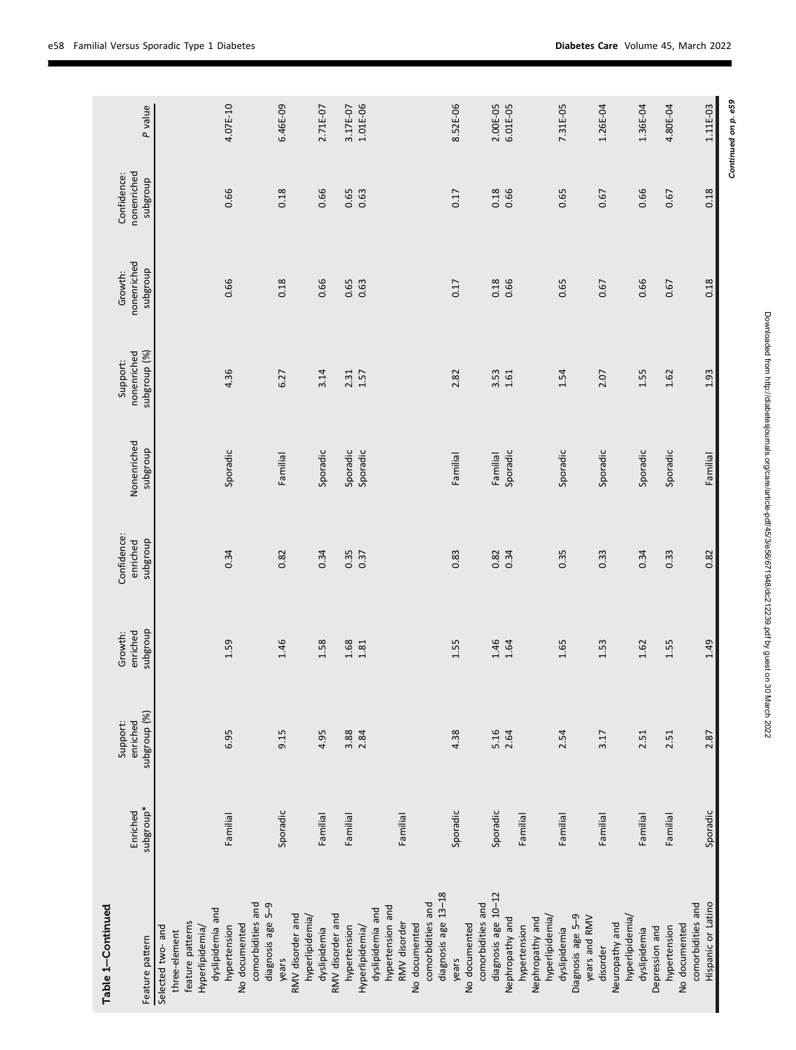**Table 1—Continued**

| Feature pattern | Enriched subgroup* | Support: enriched subgroup (%) | Growth: enriched subgroup | Confidence: enriched subgroup | Nonenriched subgroup | Support: nonenriched subgroup (%) | Growth: nonenriched subgroup | Confidence: nonenriched subgroup | P value |
|---|---|---|---|---|---|---|---|---|---|
| Selected two- and three-element feature patterns | | | | | | | | | |
| Hyperlipidemia/dyslipidemia and hypertension | Familial | 6.95 | 1.59 | 0.34 | Sporadic | 4.36 | 0.66 | 0.66 | 4.07E-10 |
| No documented comorbidities and diagnosis age 5–9 years | Sporadic | 9.15 | 1.46 | 0.82 | Familial | 6.27 | 0.18 | 0.18 | 6.46E-09 |
| RMV disorder and hyperlipidemia/dyslipidemia | Familial | 4.95 | 1.58 | 0.34 | Sporadic | 3.14 | 0.66 | 0.66 | 2.71E-07 |
| RMV disorder and hypertension | Familial | 3.88 | 1.68 | 0.35 | Sporadic | 2.31 | 0.65 | 0.65 | 3.17E-07 |
| Hyperlipidemia/dyslipidemia and hypertension and RMV disorder | Familial | 2.84 | 1.81 | 0.37 | Sporadic | 1.57 | 0.63 | 0.63 | 1.01E-06 |
| No documented comorbidities and diagnosis age 13–18 years | Sporadic | 4.38 | 1.55 | 0.83 | Familial | 2.82 | 0.17 | 0.17 | 8.52E-06 |
| No documented comorbidities and diagnosis age 10–12 | Sporadic | 5.16 | 1.46 | 0.82 | Familial | 3.53 | 0.18 | 0.18 | 2.00E-05 |
| Nephropathy and hypertension | Familial | 2.64 | 1.64 | 0.34 | Sporadic | 1.61 | 0.66 | 0.66 | 6.01E-05 |
| Nephropathy and hyperlipidemia/dyslipidemia | Familial | 2.54 | 1.65 | 0.35 | Sporadic | 1.54 | 0.65 | 0.65 | 7.31E-05 |
| Diagnosis age 5–9 years and RMV disorder | Familial | 3.17 | 1.53 | 0.33 | Sporadic | 2.07 | 0.67 | 0.67 | 1.26E-04 |
| Neuropathy and hyperlipidemia/dyslipidemia | Familial | 2.51 | 1.62 | 0.34 | Sporadic | 1.55 | 0.66 | 0.66 | 1.36E-04 |
| Depression and hypertension | Familial | 2.51 | 1.55 | 0.33 | Sporadic | 1.62 | 0.67 | 0.67 | 4.80E-04 |
| No documented comorbidities and Hispanic or Latino | Sporadic | 2.87 | 1.49 | 0.82 | Familial | 1.93 | 0.18 | 0.18 | 1.11E-03 |

*Continued on p. e59*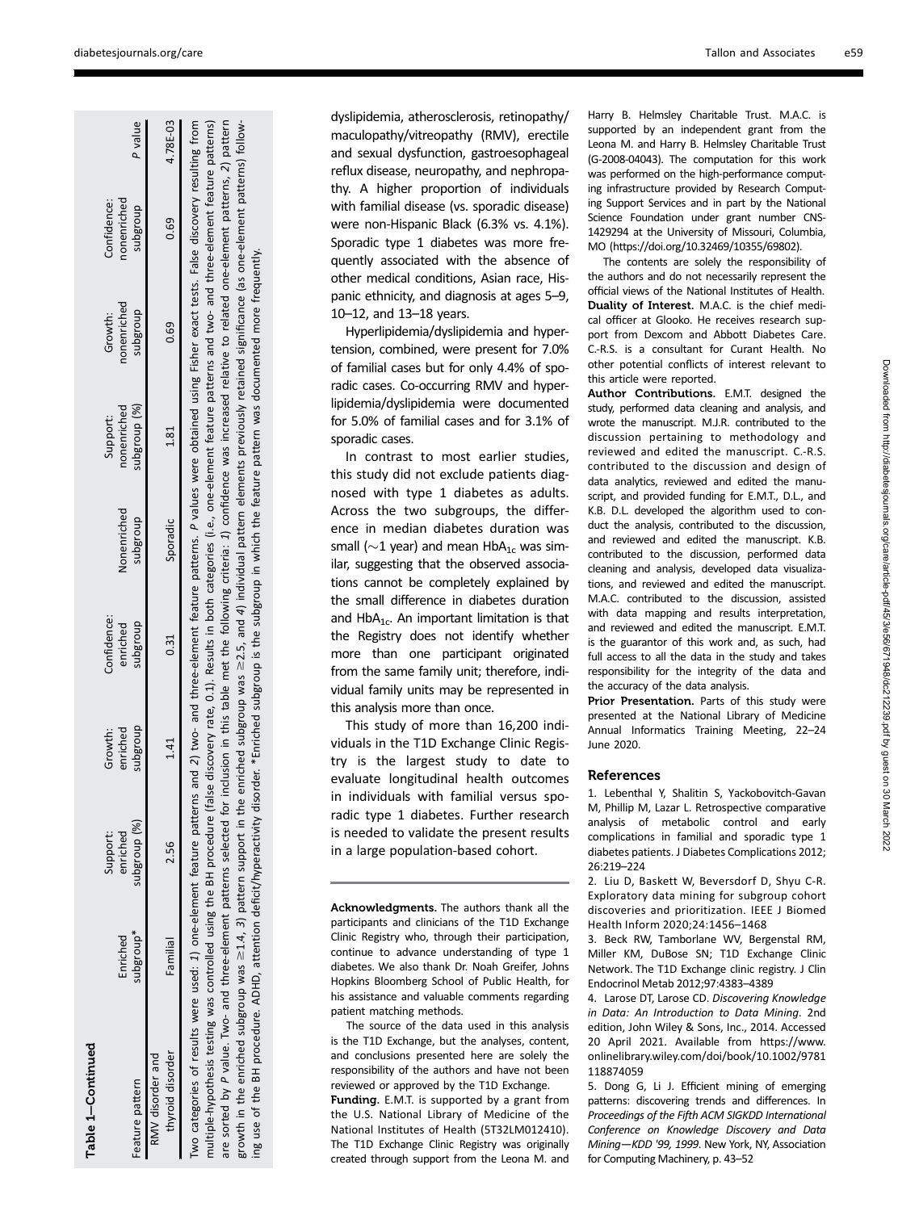**Table 1—Continued**

| Feature pattern | Enriched subgroup* | Support: enriched subgroup (%) | Growth: enriched subgroup | Confidence: enriched subgroup | Nonenriched subgroup | Support: nonenriched subgroup (%) | Growth: nonenriched subgroup | Confidence: nonenriched subgroup | P value |
|---|---|---|---|---|---|---|---|---|---|
| RMV disorder and thyroid disorder | Familial | 2.56 | 1.41 | 0.31 | Sporadic | 1.81 | 0.69 | 0.69 | 4.78E-03 |

Two categories of results were used: 1) one-element feature patterns and 2) two- and three-element feature patterns. P values were obtained using Fisher exact tests. False discovery resulting from multiple-hypothesis testing was controlled using the BH procedure (false discovery rate, 0.1). Results in both categories (i.e., one-element feature patterns and two- and three-element feature patterns) are sorted by P value. Two- and three-element patterns selected for inclusion in this table met the following criteria: 1) confidence was increased relative to related one-element patterns, 2) pattern growth in the enriched subgroup was ≥1.4, 3) pattern support in the enriched subgroup was ≥2.5, and 4) individual pattern elements previously retained significance (as one-element patterns) following use of the BH procedure. ADHD, attention deficit/hyperactivity disorder. *Enriched subgroup is the subgroup in which the feature pattern was documented more frequently.

dyslipidemia, atherosclerosis, retinopathy/maculopathy/vitreopathy (RMV), erectile and sexual dysfunction, gastroesophageal reflux disease, neuropathy, and nephropathy. A higher proportion of individuals with familial disease (vs. sporadic disease) were non-Hispanic Black (6.3% vs. 4.1%). Sporadic type 1 diabetes was more frequently associated with the absence of other medical conditions, Asian race, Hispanic ethnicity, and diagnosis at ages 5–9, 10–12, and 13–18 years.

Hyperlipidemia/dyslipidemia and hypertension, combined, were present for 7.0% of familial cases but for only 4.4% of sporadic cases. Co-occurring RMV and hyperlipidemia/dyslipidemia were documented for 5.0% of familial cases and for 3.1% of sporadic cases.

In contrast to most earlier studies, this study did not exclude patients diagnosed with type 1 diabetes as adults. Across the two subgroups, the difference in median diabetes duration was small (~1 year) and mean $HbA_{1c}$ was similar, suggesting that the observed associations cannot be completely explained by the small difference in diabetes duration and $HbA_{1c}$. An important limitation is that the Registry does not identify whether more than one participant originated from the same family unit; therefore, individual family units may be represented in this analysis more than once.

This study of more than 16,200 individuals in the T1D Exchange Clinic Registry is the largest study to date to evaluate longitudinal health outcomes in individuals with familial versus sporadic type 1 diabetes. Further research is needed to validate the present results in a large population-based cohort.

**Acknowledgments.** The authors thank all the participants and clinicians of the T1D Exchange Clinic Registry who, through their participation, continue to advance understanding of type 1 diabetes. We also thank Dr. Noah Greifer, Johns Hopkins Bloomberg School of Public Health, for his assistance and valuable comments regarding patient matching methods.

The source of the data used in this analysis is the T1D Exchange, but the analyses, content, and conclusions presented here are solely the responsibility of the authors and have not been reviewed or approved by the T1D Exchange.

**Funding.** E.M.T. is supported by a grant from the U.S. National Library of Medicine of the National Institutes of Health (5T32LM012410). The T1D Exchange Clinic Registry was originally created through support from the Leona M. and Harry B. Helmsley Charitable Trust. M.A.C. is supported by an independent grant from the Leona M. and Harry B. Helmsley Charitable Trust (G-2008-04043). The computation for this work was performed on the high-performance computing infrastructure provided by Research Computing Support Services and in part by the National Science Foundation under grant number CNS-1429294 at the University of Missouri, Columbia, MO (https://doi.org/10.32469/10355/69802).

The contents are solely the responsibility of the authors and do not necessarily represent the official views of the National Institutes of Health.

**Duality of Interest.** M.A.C. is the chief medical officer at Glooko. He receives research support from Dexcom and Abbott Diabetes Care. C.-R.S. is a consultant for Curant Health. No other potential conflicts of interest relevant to this article were reported.

**Author Contributions.** E.M.T. designed the study, performed data cleaning and analysis, and wrote the manuscript. M.J.R. contributed to the discussion pertaining to methodology and reviewed and edited the manuscript. C.-R.S. contributed to the discussion and design of data analytics, reviewed and edited the manuscript, and provided funding for E.M.T., D.L., and K.B. D.L. developed the algorithm used to conduct the analysis, contributed to the discussion, and reviewed and edited the manuscript. K.B. contributed to the discussion, performed data cleaning and analysis, developed data visualizations, and reviewed and edited the manuscript. M.A.C. contributed to the discussion, assisted with data mapping and results interpretation, and reviewed and edited the manuscript. E.M.T. is the guarantor of this work and, as such, had full access to all the data in the study and takes responsibility for the integrity of the data and the accuracy of the data analysis.

**Prior Presentation.** Parts of this study were presented at the National Library of Medicine Annual Informatics Training Meeting, 22–24 June 2020.

## References

1. Lebenthal Y, Shalitin S, Yackobovitch-Gavan M, Phillip M, Lazar L. Retrospective comparative analysis of metabolic control and early complications in familial and sporadic type 1 diabetes patients. J Diabetes Complications 2012; 26:219–224
2. Liu D, Baskett W, Beversdorf D, Shyu C-R. Exploratory data mining for subgroup cohort discoveries and prioritization. IEEE J Biomed Health Inform 2020;24:1456–1468
3. Beck RW, Tamborlane WV, Bergenstal RM, Miller KM, DuBose SN; T1D Exchange Clinic Network. The T1D Exchange clinic registry. J Clin Endocrinol Metab 2012;97:4383–4389
4. Larose DT, Larose CD. *Discovering Knowledge in Data: An Introduction to Data Mining*. 2nd edition, John Wiley & Sons, Inc., 2014. Accessed 20 April 2021. Available from https://www.onlinelibrary.wiley.com/doi/book/10.1002/9781118874059
5. Dong G, Li J. Efficient mining of emerging patterns: discovering trends and differences. In *Proceedings of the Fifth ACM SIGKDD International Conference on Knowledge Discovery and Data Mining—KDD '99, 1999*. New York, NY, Association for Computing Machinery, p. 43–52